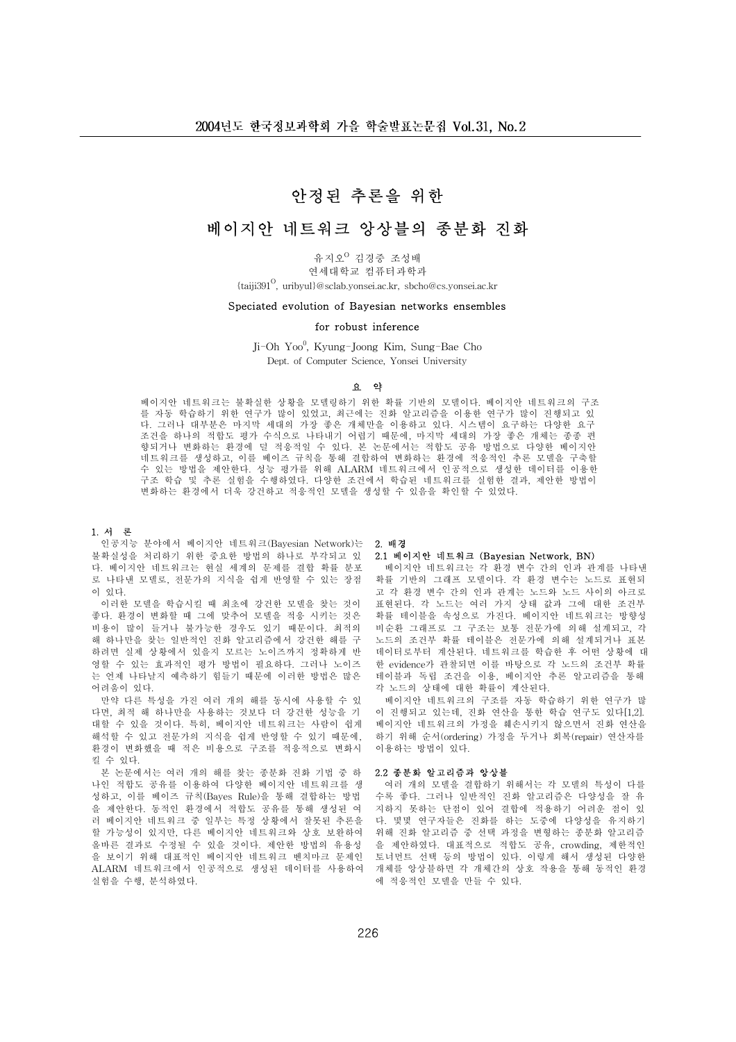# 안정된 추론을 위한 베이지안 네트워크 앙상블의 종분화 진화

유지오[O] 김경중 조성배

연세대학교 컴퓨터과학과

{taiji391[O], uribyul}@sclab.yonsei.ac.kr, sbcho@cs.yonsei.ac.kr

## Speciated evolution of Bayesian networks ensembles for robust inference

Ji-Oh Yoo[0], Kyung-Joong Kim, Sung-Bae Cho

Dept. of Computer Science, Yonsei University

### 요 약

베이지안 네트워크는 불확실한 상황을 모델링하기 위한 확률 기반의 모델이다. 베이지안 네트워크의 구조를 자동 학습하기 위한 연구가 많이 있었고, 최근에는 진화 알고리즘을 이용한 연구가 많이 진행되고 있다. 그러나 대부분은 마지막 세대의 가장 좋은 개체만을 이용하고 있다. 시스템이 요구하는 다양한 요구 조건을 하나의 적합도 평가 수식으로 나타내기 어렵기 때문에, 마지막 세대의 가장 좋은 개체는 종종 편향되거나 변화하는 환경에 덜 적응적일 수 있다. 본 논문에서는 적합도 공유 방법으로 다양한 베이지안 네트워크를 생성하고, 이를 베이즈 규칙을 통해 결합하여 변화하는 환경에 적응적인 추론 모델을 구축할 수 있는 방법을 제안한다. 성능 평가를 위해 ALARM 네트워크에서 인공적으로 생성한 데이터를 이용한 구조 학습 및 추론 실험을 수행하였다. 다양한 조건에서 학습된 네트워크를 실험한 결과, 제안한 방법이 변화하는 환경에서 더욱 강건하고 적응적인 모델을 생성할 수 있음을 확인할 수 있었다.

## 1. 서 론

인공지능 분야에서 베이지안 네트워크(Bayesian Network)는 불확실성을 처리하기 위한 중요한 방법의 하나로 부각되고 있다. 베이지안 네트워크는 현실 세계의 문제를 결합 확률 분포로 나타낸 모델로, 전문가의 지식을 쉽게 반영할 수 있는 장점이 있다.

이러한 모델을 학습시킬 때 최초에 강건한 모델을 찾는 것이 좋다. 환경이 변화할 때 그에 맞추어 모델을 적응 시키는 것은 비용이 많이 들거나 불가능한 경우도 있기 때문이다. 최적의 해 하나만을 찾는 일반적인 진화 알고리즘에서 강건한 해를 구하려면 실제 상황에서 있을지 모르는 노이즈까지 정확하게 반영할 수 있는 효과적인 평가 방법이 필요하다. 그러나 노이즈는 언제 나타날지 예측하기 힘들기 때문에 이러한 방법은 많은 어려움이 있다.

만약 다른 특성을 가진 여러 개의 해를 동시에 사용할 수 있다면, 최적 해 하나만을 사용하는 것보다 더 강건한 성능을 기대할 수 있을 것이다. 특히, 베이지안 네트워크는 사람이 쉽게 해석할 수 있고 전문가의 지식을 쉽게 반영할 수 있기 때문에, 환경이 변화했을 때 적은 비용으로 구조를 적응적으로 변화시킬 수 있다.

본 논문에서는 여러 개의 해를 찾는 종분화 진화 기법 중 하나인 적합도 공유를 이용하여 다양한 베이지안 네트워크를 생성하고, 이를 베이즈 규칙(Bayes Rule)을 통해 결합하는 방법을 제안한다. 동적인 환경에서 적합도 공유를 통해 생성된 여러 베이지안 네트워크 중 일부는 특정 상황에서 잘못된 추론을 할 가능성이 있지만, 다른 베이지안 네트워크와 상호 보완하여 올바른 결과로 수정될 수 있을 것이다. 제안한 방법의 유용성을 보이기 위해 대표적인 베이지안 네트워크 벤치마크 문제인 ALARM 네트워크에서 인공적으로 생성된 데이터를 사용하여 실험을 수행, 분석하였다.

## 2. 배경

### 2.1 베이지안 네트워크 (Bayesian Network, BN)

베이지안 네트워크는 각 환경 변수 간의 인과 관계를 나타낸 확률 기반의 그래프 모델이다. 각 환경 변수는 노드로 표현되고 각 환경 변수 간의 인과 관계는 노드와 노드 사이의 아크로 표현된다. 각 노드는 여러 가지 상태 값과 그에 대한 조건부 확률 테이블을 속성으로 가진다. 베이지안 네트워크는 방향성 비순환 그래프로 그 구조는 보통 전문가에 의해 설계되고, 각 노드의 조건부 확률 테이블은 전문가에 의해 설계되거나 표본 데이터로부터 계산된다. 네트워크를 학습한 후 어떤 상황에 대한 evidence가 관찰되면 이를 바탕으로 각 노드의 조건부 확률 테이블과 독립 조건을 이용, 베이지안 추론 알고리즘을 통해 각 노드의 상태에 대한 확률이 계산된다.

베이지안 네트워크의 구조를 자동 학습하기 위한 연구가 많이 진행되고 있는데, 진화 연산을 통한 학습 연구도 있다[1,2]. 베이지안 네트워크의 가정을 훼손시키지 않으면서 진화 연산을 하기 위해 순서(ordering) 가정을 두거나 회복(repair) 연산자를 이용하는 방법이 있다.

### 2.2 종분화 알고리즘과 앙상블

여러 개의 모델을 결합하기 위해서는 각 모델의 특성이 다를수록 좋다. 그러나 일반적인 진화 알고리즘은 다양성을 잘 유지하지 못하는 단점이 있어 결합에 적용하기 어려운 점이 있다. 몇몇 연구자들은 진화를 하는 도중에 다양성을 유지하기 위해 진화 알고리즘 중 선택 과정을 변형하는 종분화 알고리즘을 제안하였다. 대표적으로 적합도 공유, crowding, 제한적인 토너먼트 선택 등의 방법이 있다. 이렇게 해서 생성된 다양한 개체를 앙상블하면 각 개체간의 상호 작용을 통해 동적인 환경에 적응적인 모델을 만들 수 있다.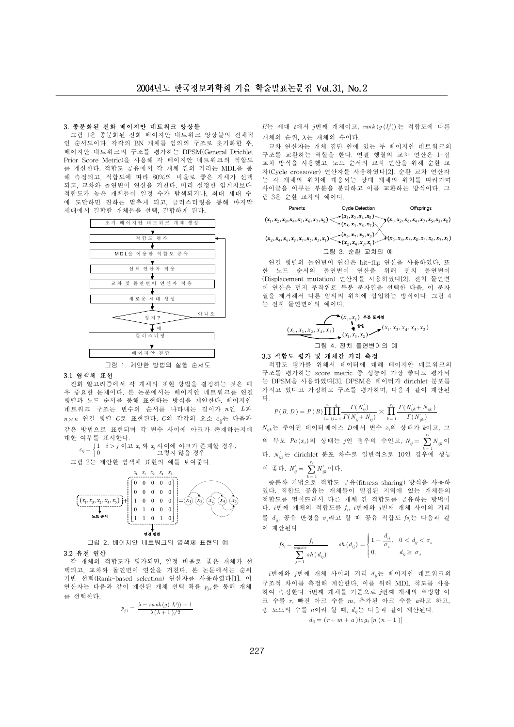### 3. 종분화된 진화 베이지안 네트워크 앙상블

그림 1은 종분화된 진화 베이지안 네트워크 앙상블의 전체적인 순서도이다. 각각의 BN 개체를 임의의 구조로 초기화한 후, 베이지안 네트워크의 구조를 평가하는 DPSM(General Drichlet Prior Score Metric)을 사용해 각 베이지안 네트워크의 적합도를 계산한다. 적합도 공유에서 각 개체 간의 거리는 MDL을 통해 측정되고, 적합도에 따라 80%의 비율로 좋은 개체가 선택되고, 교차와 돌연변이 연산을 거친다. 미리 설정한 임계치보다 적합도가 높은 개체들이 일정 수가 탐색되거나, 최대 세대 수에 도달하면 진화는 멈추게 되고, 클러스터링을 통해 마지막 세대에서 결합할 개체들을 선택, 결합하게 된다.

초기 베이지안 네트워크 개체 생성 → 적합도 평가 → MDL을 이용한 적합도 공유 → 선택 연산자 적용 → 교차 및 돌연변이 연산자 적용 → 새로운 세대 생성 → 정지? (아니오 → 적합도 평가 / 예 →) 클러스터링 → 베이지안 결합

그림 1. 제안한 방법의 실행 순서도

#### 3.1 염색체 표현

진화 알고리즘에서 각 개체의 표현 방법을 결정하는 것은 매우 중요한 문제이다. 본 논문에서는 베이지안 네트워크를 연결 행렬과 노드 순서를 통해 표현하는 방식을 제안한다. 베이지안 네트워크 구조는 변수의 순서를 나타내는 길이가 $n$인 $L$과 $n \times n$ 연결 행렬 $C$로 표현된다. $C$의 각각의 요소 $c_{ij}$는 다음과 같은 방법으로 표현되며 각 변수 사이에 아크가 존재하는지에 대한 여부를 표시한다.

$$c_{ij} = \begin{cases} 1 & i > j \text{ 이고 } x_i \text{ 와 } x_j \text{ 사이에 아크가 존재할 경우,} \\ 0 & \text{그렇지 않을 경우} \end{cases}$$

그림 2는 제안한 염색체 표현의 예를 보여준다.

$$(x_1, x_3, x_2, x_4, x_5) + \begin{bmatrix} 0 & 0 & 0 & 0 & 0 \\ 0 & 0 & 0 & 0 & 0 \\ 1 & 0 & 0 & 0 & 0 \\ 0 & 1 & 0 & 0 & 0 \\ 1 & 1 & 0 & 1 & 0 \end{bmatrix}$$

노드 순서 / 연결 행렬 (열: $x_1$ $x_3$ $x_2$ $x_4$ $x_5$)

그림 2. 베이지안 네트워크의 염색체 표현의 예

#### 3.2 유전 연산

각 개체의 적합도가 평가되면, 일정 비율로 좋은 개체가 선택되고, 교차와 돌연변이 연산을 거친다. 본 논문에서는 순위기반 선택(Rank-based selection) 연산자를 사용하였다[1]. 이 연산자는 다음과 같이 계산된 개체 선택 확률 $p_{j,t}$를 통해 개체를 선택한다.

$$p_{j,t} = \frac{\lambda - rank(g(I_t^j)) + 1}{\lambda(\lambda+1)/2}$$

$I_t^j$는 세대 $t$에서 $j$번째 개체이고, $rank(g(I_t^j))$는 적합도에 따른 개체의 순위, $\lambda$는 개체의 수이다.

교차 연산자는 개체 집단 안에 있는 두 베이지안 네트워크의 구조를 교환하는 역할을 한다. 연결 행렬의 교차 연산은 1-점 교차 방식을 사용했고, 노드 순서의 교차 연산을 위해 순환 교차(Cycle crossover) 연산자를 사용하였다[2]. 순환 교차 연산자는 각 개체의 위치에 대응되는 상대 개체의 위치를 따라가며 사이클을 이루는 부분을 분리하고 이를 교환하는 방식이다. 그림 3은 순환 교차의 예이다.

| Parents | Cycle Detection | Offsprings |
|---|---|---|
| $(x_1, x_2, x_3, x_4, x_5, x_6, x_7, x_8)$ | $(x_1, x_2, x_4, x_8)$ / $(x_3, x_5, x_6, x_7)$ | $(x_1, x_2, x_6, x_4, x_7, x_5, x_3, x_8)$ |
| $(x_2, x_4, x_6, x_8, x_7, x_5, x_3, x_1)$ | $(x_6, x_7, x_5, x_3)$ / $(x_2, x_4, x_8, x_1)$ | $(x_2, x_4, x_3, x_8, x_5, x_6, x_7, x_1)$ |

그림 3. 순환 교차의 예

연결 행렬의 돌연변이 연산은 bit-flip 연산을 사용하였다. 또한 노드 순서의 돌연변이 연산을 위해 전치 돌연변이(Displacement mutation) 연산자를 사용하였다[2]. 전치 돌연변이 연산은 먼저 무작위로 부분 문자열을 선택한 다음, 이 문자열을 제거해서 다른 임의의 위치에 삽입하는 방식이다. 그림 4는 전치 돌연변이의 예이다.

$(x_1, x_3, x_2, x_4, x_5)$ → 부분 문자열 $(x_4, x_5)$, $(x_1, x_3, x_2)$ → 삽입 → $(x_1, x_3, x_4, x_5, x_2)$

그림 4. 전치 돌연변이의 예

#### 3.3 적합도 평가 및 개체간 거리 측정

적합도 평가를 위해서 데이터에 대해 베이지안 네트워크의 구조를 평가하는 score metric 중 성능이 가장 좋다고 평가되는 DPSM을 사용하였다[3]. DPSM은 데이터가 dirichlet 분포를 가지고 있다고 가정하고 구조를 평가하며, 다음과 같이 계산된다.

$$P(B,D) = P(B)\prod_{i=1}^{n}\prod_{j=1}^{q}\frac{\Gamma(N'_{ij})}{\Gamma(N'_{ij}+N_{ij})} \times \prod_{k=1}^{r_i}\frac{\Gamma(N'_{ijk}+N_{ijk})}{\Gamma(N'_{ijk})}$$

$N_{ijk}$는 주어진 데이터베이스 $D$에서 변수 $x_i$의 상태가 $k$이고, 그의 부모 $Pa(x_i)$의 상태는 $j$인 경우의 수인고, $N_{ij} = \sum_{k=1}^{r_i} N_{ijk}$이다. $N'_{ijk}$는 dirichlet 분포 차수로 일반적으로 10인 경우에 성능이 좋다. $N'_{ij} = \sum_{k=1}^{r_i} N'_{ijk}$이다.

종분화 기법으로 적합도 공유(fitness sharing) 방식을 사용하였다. 적합도 공유는 개체들이 밀집된 지역에 있는 개체들의 적합도를 떨어뜨려서 다른 개체 간 적합도를 공유하는 방법이다. $i$번째 개체의 적합도를 $f_i$, $i$번째와 $j$번째 개체 사이의 거리를 $d_{ij}$, 공유 반경을 $\sigma_s$라고 할 때 공유 적합도 $fs_i$는 다음과 같이 계산된다.

$$fs_i = \frac{f_i}{\sum_{j=1}^{popsize} sh(d_{ij})} \qquad sh(d_{ij}) = \begin{cases} 1 - \frac{d_{ij}}{\sigma_s}, & 0 < d_{ij} < \sigma_s \\ 0, & d_{ij} \geq \sigma_s \end{cases}$$

$i$번째와 $j$번째 개체 사이의 거리 $d_{ij}$는 베이지안 네트워크의 구조적 차이를 측정해 계산한다. 이를 위해 MDL 척도를 사용하여 측정한다. $i$번째 개체를 기준으로 $j$번째 개체의 역방향 아크 수를 $r$, 빠진 아크 수를 $m$, 추가된 아크 수를 $a$라고 하고, 총 노드의 수를 $n$이라 할 때, $d_{ij}$는 다음과 같이 계산된다.

$$d_{ij} = (r + m + a)\log_2[n(n-1)]$$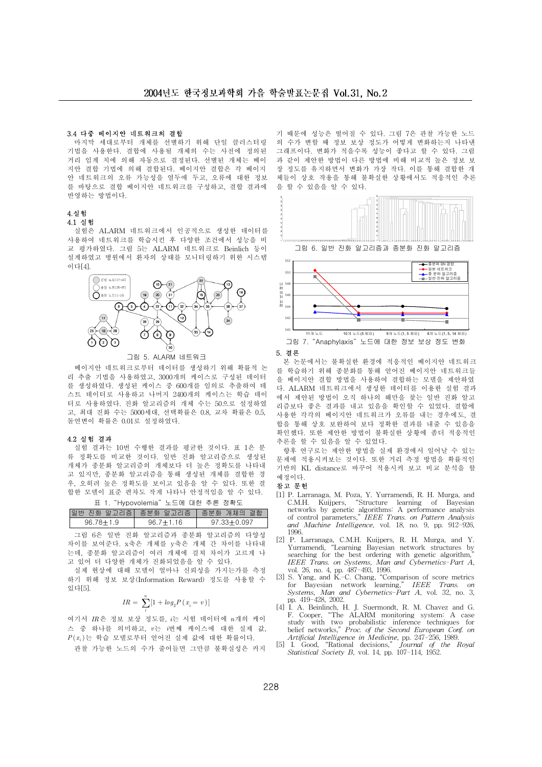### 3.4 다중 베이지안 네트워크의 결합

마지막 세대로부터 개체를 선별하기 위해 단일 클러스터링 기법을 사용한다. 결합에 사용될 개체의 수는 사전에 정의된 거리 임계 치에 의해 자동으로 결정된다. 선별된 개체는 베이지안 결합 기법에 의해 결합된다. 베이지안 결합은 각 베이지안 네트워크의 오류 가능성을 염두에 두고, 오류에 대한 정보를 바탕으로 결합 베이지안 네트워크를 구성하고, 결합 결과에 반영하는 방법이다.

## 4.실험

### 4.1 실험

실험은 ALARM 네트워크에서 인공적으로 생성한 데이터를 사용하여 네트워크를 학습시킨 후 다양한 조건에서 성능을 비교 평가하였다. 그림 5는 ALARM 네트워크로 Beinlich 등이 설계하였고 병원에서 환자의 상태를 모니터링하기 위한 시스템이다[4].

진단 노드(17~24)
중간 노드(25~37)
측정 노드(1~16)

그림 5. ALARM 네트워크

베이지안 네트워크로부터 데이터를 생성하기 위해 확률적 논리 추출 기법을 사용하였고, 3000개의 케이스로 구성된 데이터를 생성하였다. 생성된 케이스 중 600개를 임의로 추출하여 테스트 데이터로 사용하고 나머지 2400개의 케이스는 학습 데이터로 사용하였다. 진화 알고리즘의 개체 수는 50으로 설정하였고, 최대 진화 수는 5000세대, 선택확률은 0.8, 교차 확률은 0.5, 돌연변이 확률은 0.01로 설정하였다.

### 4.2 실험 결과

실험 결과는 10번 수행한 결과를 평균한 것이다. 표 1은 분류 정확도를 비교한 것이다. 일반 진화 알고리즘으로 생성된 개체가 종분화 알고리즘의 개체보다 더 높은 정확도를 나타내고 있지만, 종분화 알고리즘을 통해 생성된 개체를 결합한 경우, 오히려 높은 정확도를 보이고 있음을 알 수 있다. 또한 결합한 모델이 표준 편차도 작게 나타나 안정적임을 알 수 있다.

표 1. "Hypovolemia" 노드에 대한 추론 정확도

| 일반 진화 알고리즘 | 종분화 알고리즘 | 종분화 개체의 결합 |
|---|---|---|
| 96.78±1.9 | 96.7±1.16 | 97.33±0.097 |

그림 6은 일반 진화 알고리즘과 종분화 알고리즘의 다양성 차이를 보여준다. x축은 개체를 y축은 개체 간 차이를 나타내는데, 종분화 알고리즘이 여러 개체에 걸쳐 차이가 고르게 나고 있어 더 다양한 개체가 진화되었음을 알 수 있다.

실제 현상에 대해 모델이 얼마나 신뢰성을 가지는가를 측정하기 위해 정보 보상(Information Reward) 정도를 사용할 수 있다[5].

$$IR = \sum_{i}^{n}[1 + \log_2 P(x_i = v)]$$

여기서 $IR$은 정보 보상 정도를, $i$는 시험 데이터에 $n$개의 케이스 중 하나를 의미하고, $v$는 $i$번째 케이스에 대한 실제 값, $P(x_i)$는 학습 모델로부터 얻어진 실제 값에 대한 확률이다.

관찰 가능한 노드의 수가 줄어들면 그만큼 불확실성은 커지기 때문에 성능은 떨어질 수 있다. 그림 7은 관찰 가능한 노드의 수가 변할 때 정보 보상 정도가 어떻게 변화하는지 나타낸 그래프이다. 변화가 적을수록 성능이 좋다고 할 수 있다. 그림과 같이 제안한 방법이 다른 방법에 비해 비교적 높은 정보 보상 정도를 유지하면서 변화가 가장 작다. 이를 통해 결합한 개체들이 상호 작용을 통해 불확실한 상황에서도 적응적인 추론을 할 수 있음을 알 수 있다.

그림 6. 일반 진화 알고리즘과 종분화 진화 알고리즘

552
550
548
546
544
542
540
정보 보상 정도
종분화 BN 결합
원본 네트워크
종 분화 알고리즘
일반 진화 알고리즘
11개 노드
10개 노드(5 제외)
9개 노드(1, 5 제외)
8개 노드(1, 5, 14 제외)

그림 7. "Anaphylaxis" 노드에 대한 정보 보상 정도 변화

## 5. 결론

본 논문에서는 불확실한 환경에 적응적인 베이지안 네트워크를 학습하기 위해 종분화를 통해 얻어진 베이지안 네트워크들을 베이지안 결합 방법을 사용하여 결합하는 모델을 제안하였다. ALARM 네트워크에서 생성한 데이터를 이용한 실험 결과에서 제안된 방법이 오직 하나의 해만을 찾는 일반 진화 알고리즘보다 좋은 결과를 내고 있음을 확인할 수 있었다. 결합에 사용한 각각의 베이지안 네트워크가 오류를 내는 경우에도, 결합을 통해 상호 보완하여 보다 정확한 결과를 내줄 수 있음을 확인했다. 또한 제안한 방법이 불확실한 상황에 좀더 적응적인 추론을 할 수 있음을 알 수 있었다.

향후 연구로는 제안한 방법을 실제 환경에서 일어날 수 있는 문제에 적용시켜보는 것이다. 또한 거리 측정 방법을 확률적인 기반의 KL distance로 바꾸어 적용시켜 보고 비교 분석을 할 예정이다.

## 참고 문헌

[1] P. Larranaga, M. Poza, Y. Yurramendi, R. H. Murga, and C.M.H. Kuijpers, "Structure learning of Bayesian networks by genetic algorithms: A performance analysis of control parameters," *IEEE Trans. on Pattern Analysis and Machine Intelligence*, vol. 18, no. 9, pp. 912-926, 1996.

[2] P. Larranaga, C.M.H. Kuijpers, R. H. Murga, and Y. Yurramendi, "Learning Bayesian network structures by searching for the best ordering with genetic algorithm," *IEEE Trans. on Systems, Man and Cybernetics-Part A*, vol. 26, no. 4, pp. 487-493, 1996.

[3] S. Yang, and K.-C. Chang, "Comparison of score metrics for Bayesian network learning," *IEEE Trans. on Systems, Man and Cybernetics-Part A*, vol. 32, no. 3, pp. 419-428, 2002.

[4] I. A. Beinlinch, H. J. Suermondt, R. M. Chavez and G. F. Cooper, "The ALARM monitoring system: A case study with two probabilistic inference techniques for belief networks," *Proc. of the Second European Conf. on Artificial Intelligence in Medicine*, pp. 247-256, 1989.

[5] I. J. Good, "Rational decisions," *Journal of the Royal Statistical Society B*, vol. 14, pp. 107-114, 1952.